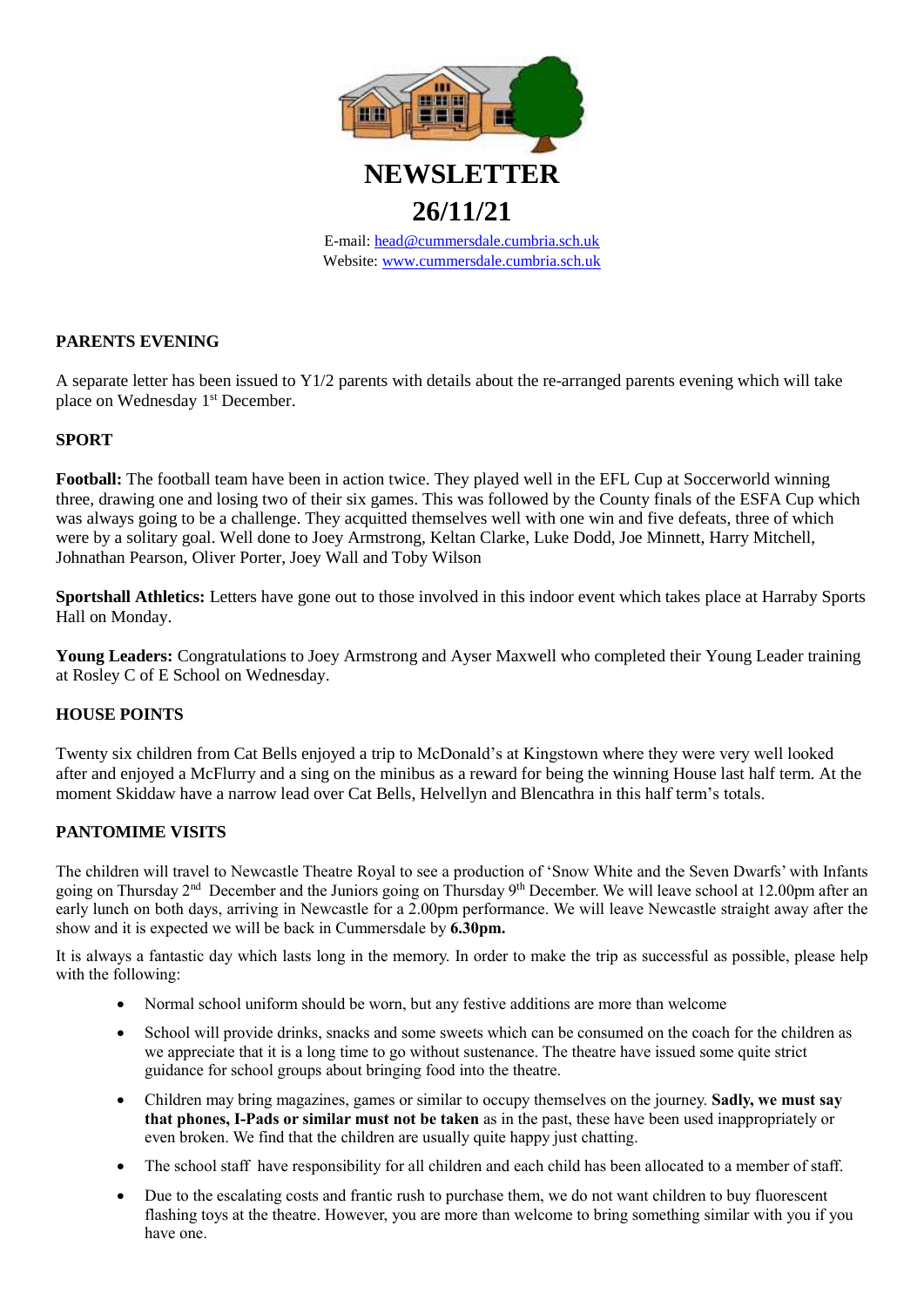# NEWSLETTER

# 26/11/21

E-mail: head@cummersdale.cumbria.sch.uk
Website: www.cummersdale.cumbria.sch.uk

## PARENTS EVENING

A separate letter has been issued to Y1/2 parents with details about the re-arranged parents evening which will take place on Wednesday 1st December.

## SPORT

**Football:** The football team have been in action twice. They played well in the EFL Cup at Soccerworld winning three, drawing one and losing two of their six games. This was followed by the County finals of the ESFA Cup which was always going to be a challenge. They acquitted themselves well with one win and five defeats, three of which were by a solitary goal. Well done to Joey Armstrong, Keltan Clarke, Luke Dodd, Joe Minnett, Harry Mitchell, Johnathan Pearson, Oliver Porter, Joey Wall and Toby Wilson

**Sportshall Athletics:** Letters have gone out to those involved in this indoor event which takes place at Harraby Sports Hall on Monday.

**Young Leaders:** Congratulations to Joey Armstrong and Ayser Maxwell who completed their Young Leader training at Rosley C of E School on Wednesday.

## HOUSE POINTS

Twenty six children from Cat Bells enjoyed a trip to McDonald's at Kingstown where they were very well looked after and enjoyed a McFlurry and a sing on the minibus as a reward for being the winning House last half term. At the moment Skiddaw have a narrow lead over Cat Bells, Helvellyn and Blencathra in this half term's totals.

## PANTOMIME VISITS

The children will travel to Newcastle Theatre Royal to see a production of 'Snow White and the Seven Dwarfs' with Infants going on Thursday 2nd December and the Juniors going on Thursday 9th December. We will leave school at 12.00pm after an early lunch on both days, arriving in Newcastle for a 2.00pm performance. We will leave Newcastle straight away after the show and it is expected we will be back in Cummersdale by **6.30pm.**

It is always a fantastic day which lasts long in the memory. In order to make the trip as successful as possible, please help with the following:

- Normal school uniform should be worn, but any festive additions are more than welcome
- School will provide drinks, snacks and some sweets which can be consumed on the coach for the children as we appreciate that it is a long time to go without sustenance. The theatre have issued some quite strict guidance for school groups about bringing food into the theatre.
- Children may bring magazines, games or similar to occupy themselves on the journey. **Sadly, we must say that phones, I-Pads or similar must not be taken** as in the past, these have been used inappropriately or even broken. We find that the children are usually quite happy just chatting.
- The school staff have responsibility for all children and each child has been allocated to a member of staff.
- Due to the escalating costs and frantic rush to purchase them, we do not want children to buy fluorescent flashing toys at the theatre. However, you are more than welcome to bring something similar with you if you have one.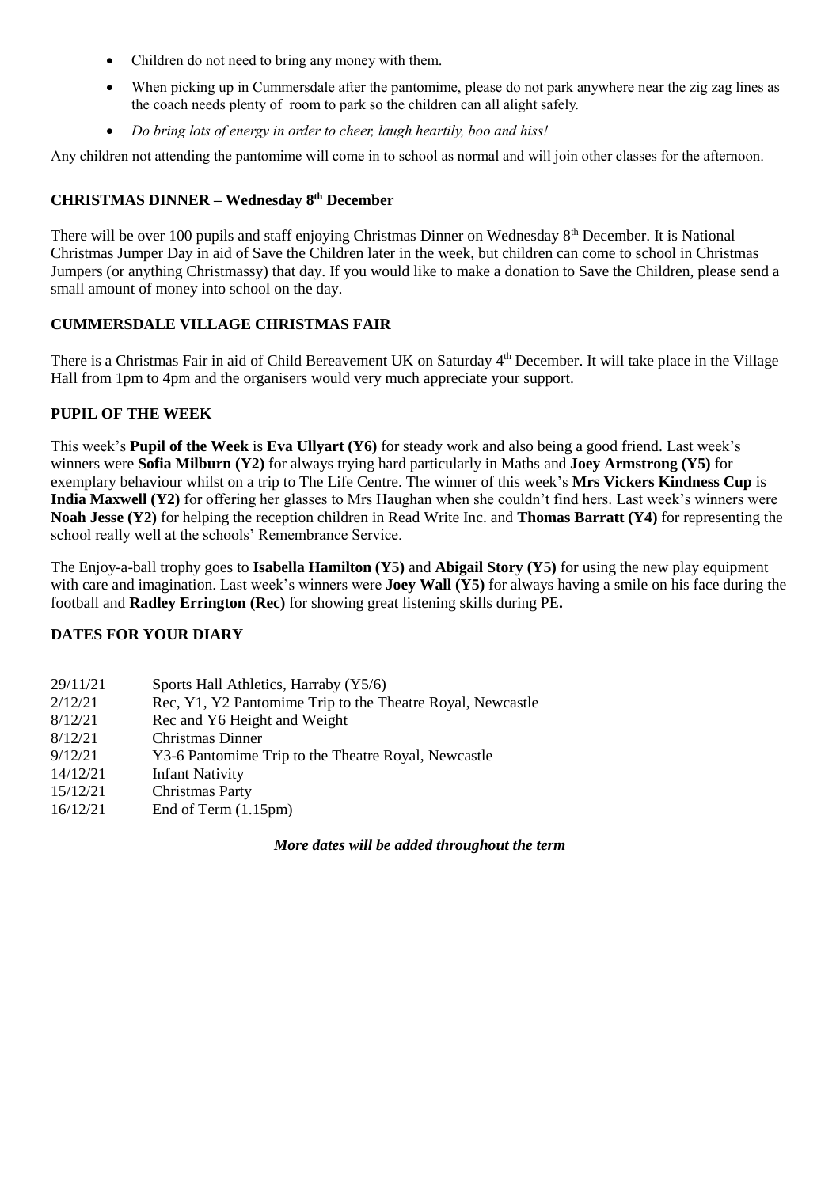- Children do not need to bring any money with them.
- When picking up in Cummersdale after the pantomime, please do not park anywhere near the zig zag lines as the coach needs plenty of room to park so the children can all alight safely.
- *Do bring lots of energy in order to cheer, laugh heartily, boo and hiss!*

Any children not attending the pantomime will come in to school as normal and will join other classes for the afternoon.

### CHRISTMAS DINNER – Wednesday 8th December

There will be over 100 pupils and staff enjoying Christmas Dinner on Wednesday 8th December. It is National Christmas Jumper Day in aid of Save the Children later in the week, but children can come to school in Christmas Jumpers (or anything Christmassy) that day. If you would like to make a donation to Save the Children, please send a small amount of money into school on the day.

### CUMMERSDALE VILLAGE CHRISTMAS FAIR

There is a Christmas Fair in aid of Child Bereavement UK on Saturday 4th December. It will take place in the Village Hall from 1pm to 4pm and the organisers would very much appreciate your support.

### PUPIL OF THE WEEK

This week's **Pupil of the Week** is **Eva Ullyart (Y6)** for steady work and also being a good friend. Last week's winners were **Sofia Milburn (Y2)** for always trying hard particularly in Maths and **Joey Armstrong (Y5)** for exemplary behaviour whilst on a trip to The Life Centre. The winner of this week's **Mrs Vickers Kindness Cup** is **India Maxwell (Y2)** for offering her glasses to Mrs Haughan when she couldn't find hers. Last week's winners were **Noah Jesse (Y2)** for helping the reception children in Read Write Inc. and **Thomas Barratt (Y4)** for representing the school really well at the schools' Remembrance Service.

The Enjoy-a-ball trophy goes to **Isabella Hamilton (Y5)** and **Abigail Story (Y5)** for using the new play equipment with care and imagination. Last week's winners were **Joey Wall (Y5)** for always having a smile on his face during the football and **Radley Errington (Rec)** for showing great listening skills during PE**.**

### DATES FOR YOUR DIARY

| | |
|---|---|
| 29/11/21 | Sports Hall Athletics, Harraby (Y5/6) |
| 2/12/21 | Rec, Y1, Y2 Pantomime Trip to the Theatre Royal, Newcastle |
| 8/12/21 | Rec and Y6 Height and Weight |
| 8/12/21 | Christmas Dinner |
| 9/12/21 | Y3-6 Pantomime Trip to the Theatre Royal, Newcastle |
| 14/12/21 | Infant Nativity |
| 15/12/21 | Christmas Party |
| 16/12/21 | End of Term (1.15pm) |

***More dates will be added throughout the term***